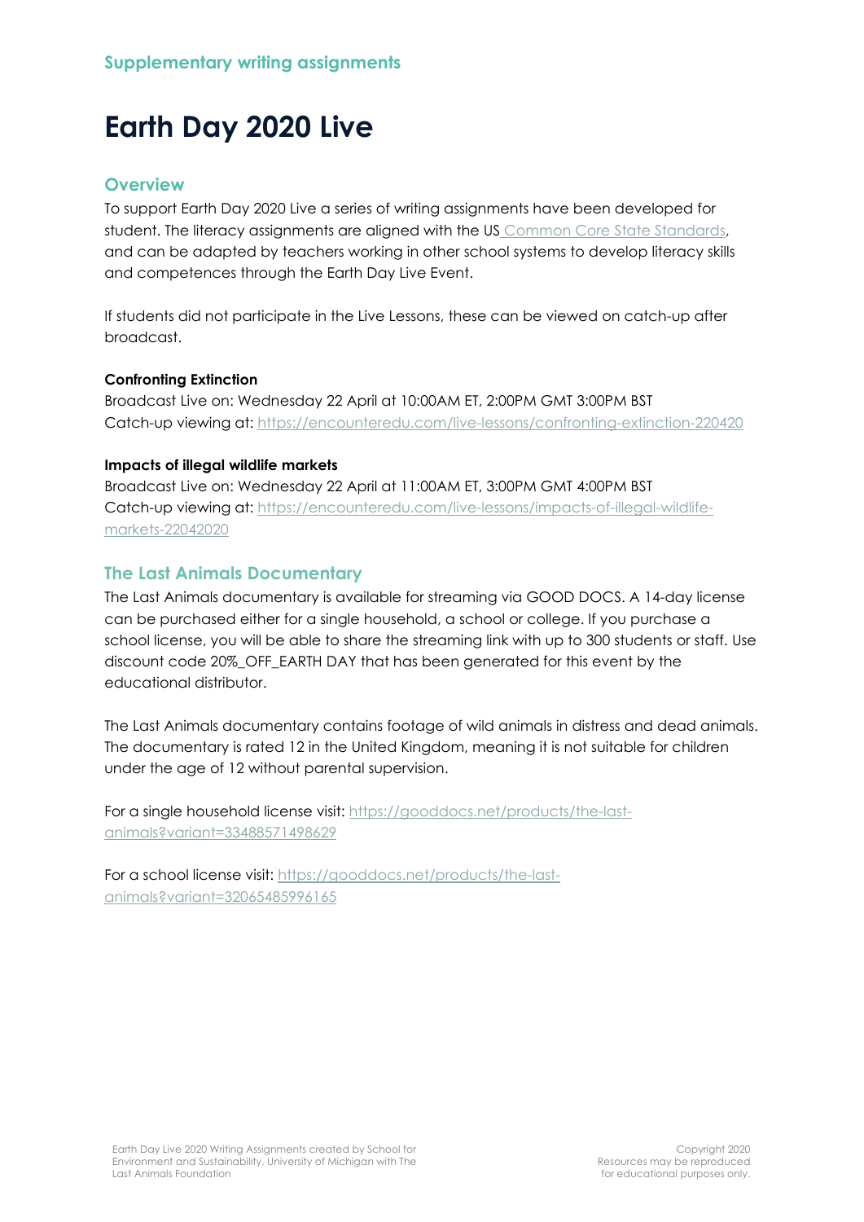## Supplementary writing assignments

# Earth Day 2020 Live

## Overview

To support Earth Day 2020 Live a series of writing assignments have been developed for student. The literacy assignments are aligned with the US Common Core State Standards, and can be adapted by teachers working in other school systems to develop literacy skills and competences through the Earth Day Live Event.

If students did not participate in the Live Lessons, these can be viewed on catch-up after broadcast.

**Confronting Extinction**

Broadcast Live on: Wednesday 22 April at 10:00AM ET, 2:00PM GMT 3:00PM BST
Catch-up viewing at: https://encounteredu.com/live-lessons/confronting-extinction-220420

**Impacts of illegal wildlife markets**

Broadcast Live on: Wednesday 22 April at 11:00AM ET, 3:00PM GMT 4:00PM BST
Catch-up viewing at: https://encounteredu.com/live-lessons/impacts-of-illegal-wildlife-markets-22042020

## The Last Animals Documentary

The Last Animals documentary is available for streaming via GOOD DOCS. A 14-day license can be purchased either for a single household, a school or college. If you purchase a school license, you will be able to share the streaming link with up to 300 students or staff. Use discount code 20%_OFF_EARTH DAY that has been generated for this event by the educational distributor.

The Last Animals documentary contains footage of wild animals in distress and dead animals. The documentary is rated 12 in the United Kingdom, meaning it is not suitable for children under the age of 12 without parental supervision.

For a single household license visit: https://gooddocs.net/products/the-last-animals?variant=33488571498629

For a school license visit: https://gooddocs.net/products/the-last-animals?variant=32065485996165

Earth Day Live 2020 Writing Assignments created by School for Environment and Sustainability, University of Michigan with The Last Animals Foundation

Copyright 2020
Resources may be reproduced for educational purposes only.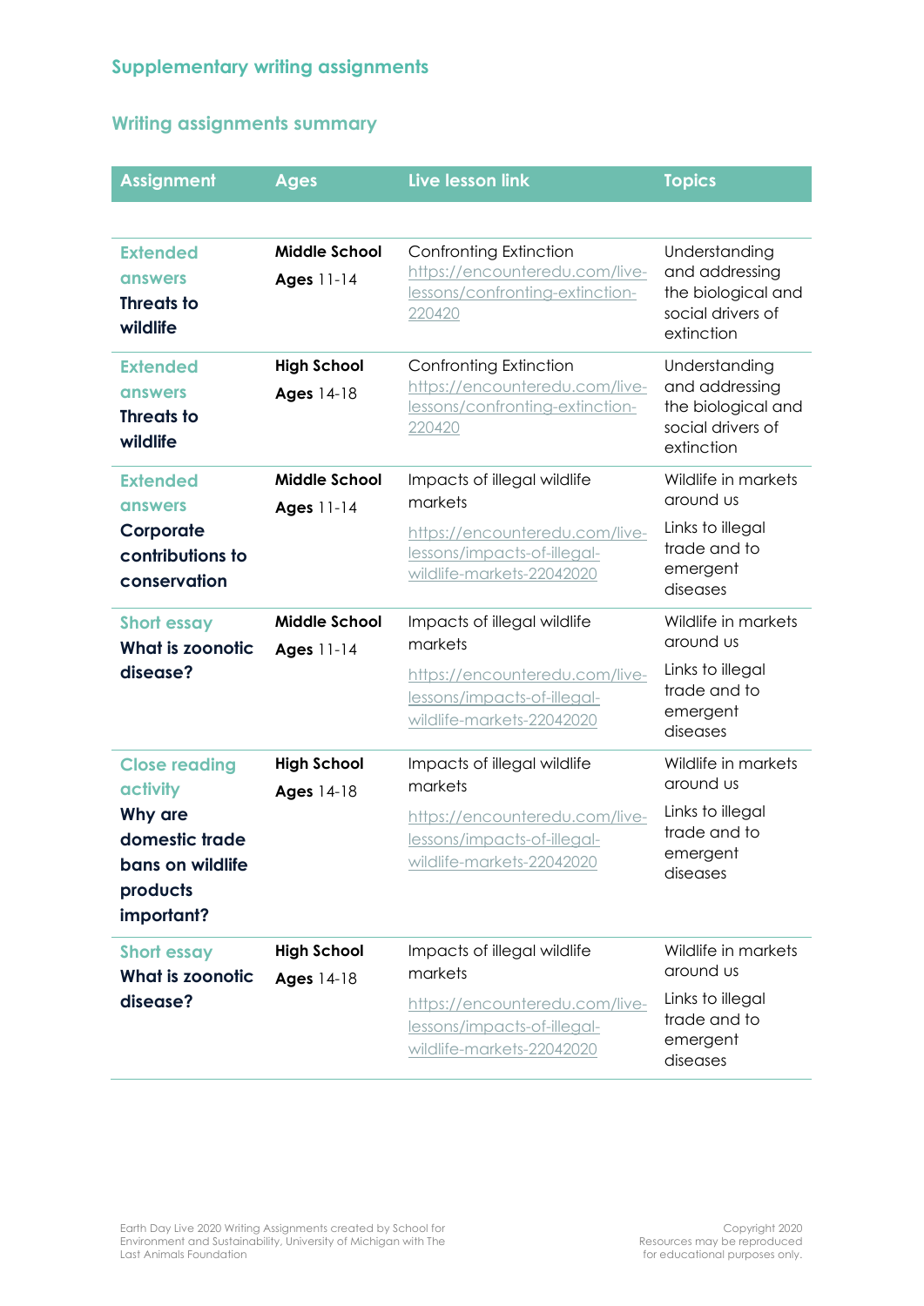## Supplementary writing assignments

### Writing assignments summary

| Assignment | Ages | Live lesson link | Topics |
|---|---|---|---|
| Extended answers **Threats to wildlife** | **Middle School** **Ages** 11-14 | Confronting Extinction https://encounteredu.com/live-lessons/confronting-extinction-220420 | Understanding and addressing the biological and social drivers of extinction |
| Extended answers **Threats to wildlife** | **High School** **Ages** 14-18 | Confronting Extinction https://encounteredu.com/live-lessons/confronting-extinction-220420 | Understanding and addressing the biological and social drivers of extinction |
| Extended answers **Corporate contributions to conservation** | **Middle School** **Ages** 11-14 | Impacts of illegal wildlife markets https://encounteredu.com/live-lessons/impacts-of-illegal-wildlife-markets-22042020 | Wildlife in markets around us Links to illegal trade and to emergent diseases |
| Short essay **What is zoonotic disease?** | **Middle School** **Ages** 11-14 | Impacts of illegal wildlife markets https://encounteredu.com/live-lessons/impacts-of-illegal-wildlife-markets-22042020 | Wildlife in markets around us Links to illegal trade and to emergent diseases |
| Close reading activity **Why are domestic trade bans on wildlife products important?** | **High School** **Ages** 14-18 | Impacts of illegal wildlife markets https://encounteredu.com/live-lessons/impacts-of-illegal-wildlife-markets-22042020 | Wildlife in markets around us Links to illegal trade and to emergent diseases |
| Short essay **What is zoonotic disease?** | **High School** **Ages** 14-18 | Impacts of illegal wildlife markets https://encounteredu.com/live-lessons/impacts-of-illegal-wildlife-markets-22042020 | Wildlife in markets around us Links to illegal trade and to emergent diseases |

Earth Day Live 2020 Writing Assignments created by School for Environment and Sustainability, University of Michigan with The Last Animals Foundation

Copyright 2020
Resources may be reproduced for educational purposes only.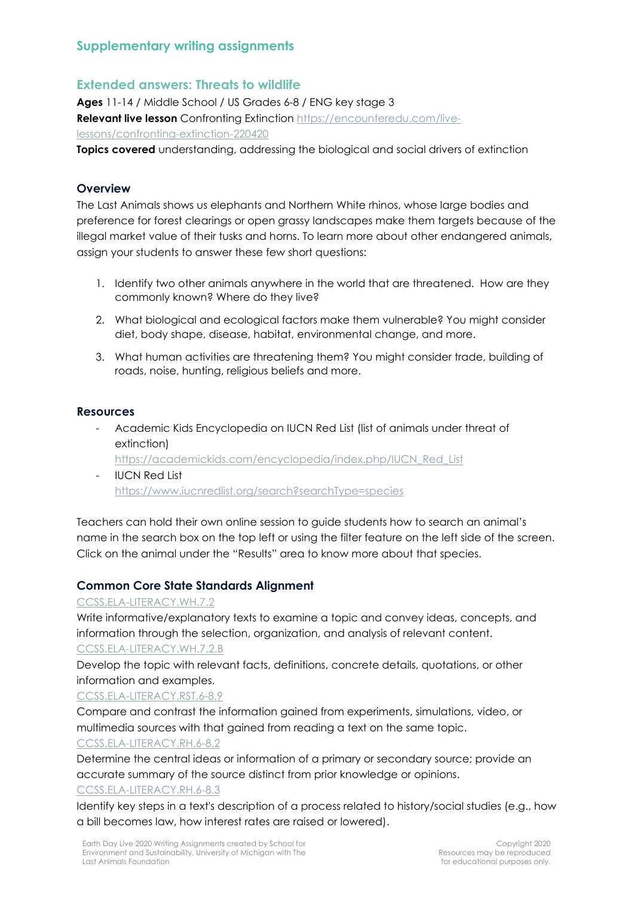## Supplementary writing assignments

## Extended answers: Threats to wildlife

**Ages** 11-14 / Middle School / US Grades 6-8 / ENG key stage 3

**Relevant live lesson** Confronting Extinction https://encounteredu.com/live-lessons/confronting-extinction-220420

**Topics covered** understanding, addressing the biological and social drivers of extinction

### Overview

The Last Animals shows us elephants and Northern White rhinos, whose large bodies and preference for forest clearings or open grassy landscapes make them targets because of the illegal market value of their tusks and horns. To learn more about other endangered animals, assign your students to answer these few short questions:

1. Identify two other animals anywhere in the world that are threatened. How are they commonly known? Where do they live?
2. What biological and ecological factors make them vulnerable? You might consider diet, body shape, disease, habitat, environmental change, and more.
3. What human activities are threatening them? You might consider trade, building of roads, noise, hunting, religious beliefs and more.

### Resources

- Academic Kids Encyclopedia on IUCN Red List (list of animals under threat of extinction)
  https://academickids.com/encyclopedia/index.php/IUCN_Red_List
- IUCN Red List
  https://www.iucnredlist.org/search?searchType=species

Teachers can hold their own online session to guide students how to search an animal's name in the search box on the top left or using the filter feature on the left side of the screen. Click on the animal under the "Results" area to know more about that species.

### Common Core State Standards Alignment

CCSS.ELA-LITERACY.WH.7.2

Write informative/explanatory texts to examine a topic and convey ideas, concepts, and information through the selection, organization, and analysis of relevant content.

CCSS.ELA-LITERACY.WH.7.2.B

Develop the topic with relevant facts, definitions, concrete details, quotations, or other information and examples.

CCSS.ELA-LITERACY.RST.6-8.9

Compare and contrast the information gained from experiments, simulations, video, or multimedia sources with that gained from reading a text on the same topic.

CCSS.ELA-LITERACY.RH.6-8.2

Determine the central ideas or information of a primary or secondary source; provide an accurate summary of the source distinct from prior knowledge or opinions.

CCSS.ELA-LITERACY.RH.6-8.3

Identify key steps in a text's description of a process related to history/social studies (e.g., how a bill becomes law, how interest rates are raised or lowered).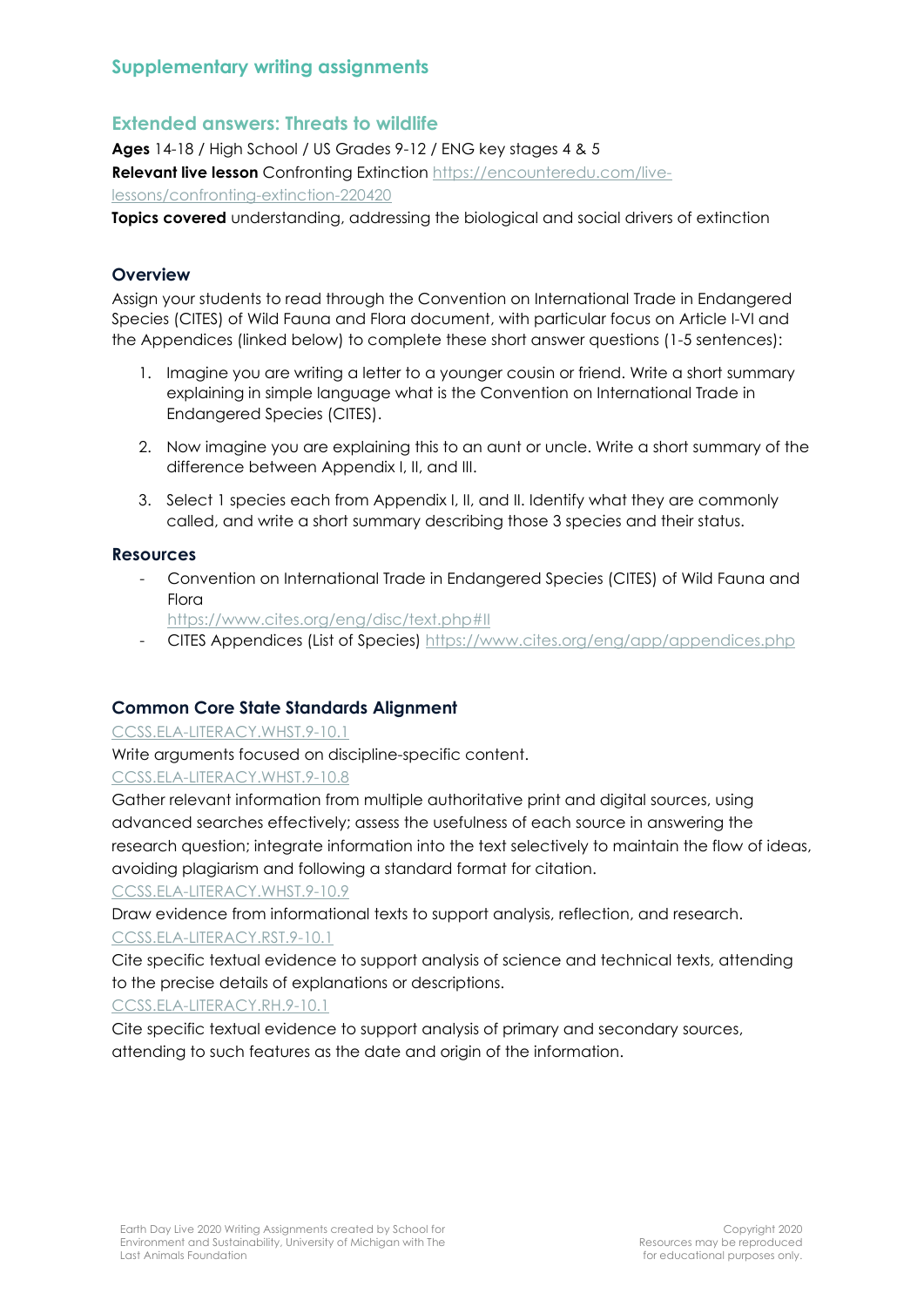## Supplementary writing assignments

### Extended answers: Threats to wildlife

**Ages** 14-18 / High School / US Grades 9-12 / ENG key stages 4 & 5
**Relevant live lesson** Confronting Extinction https://encounteredu.com/live-lessons/confronting-extinction-220420
**Topics covered** understanding, addressing the biological and social drivers of extinction

#### Overview

Assign your students to read through the Convention on International Trade in Endangered Species (CITES) of Wild Fauna and Flora document, with particular focus on Article I-VI and the Appendices (linked below) to complete these short answer questions (1-5 sentences):

1. Imagine you are writing a letter to a younger cousin or friend. Write a short summary explaining in simple language what is the Convention on International Trade in Endangered Species (CITES).
2. Now imagine you are explaining this to an aunt or uncle. Write a short summary of the difference between Appendix I, II, and III.
3. Select 1 species each from Appendix I, II, and II. Identify what they are commonly called, and write a short summary describing those 3 species and their status.

#### Resources

- Convention on International Trade in Endangered Species (CITES) of Wild Fauna and Flora https://www.cites.org/eng/disc/text.php#II
- CITES Appendices (List of Species) https://www.cites.org/eng/app/appendices.php

#### Common Core State Standards Alignment

CCSS.ELA-LITERACY.WHST.9-10.1
Write arguments focused on discipline-specific content.
CCSS.ELA-LITERACY.WHST.9-10.8
Gather relevant information from multiple authoritative print and digital sources, using advanced searches effectively; assess the usefulness of each source in answering the research question; integrate information into the text selectively to maintain the flow of ideas, avoiding plagiarism and following a standard format for citation.
CCSS.ELA-LITERACY.WHST.9-10.9
Draw evidence from informational texts to support analysis, reflection, and research.
CCSS.ELA-LITERACY.RST.9-10.1
Cite specific textual evidence to support analysis of science and technical texts, attending to the precise details of explanations or descriptions.
CCSS.ELA-LITERACY.RH.9-10.1
Cite specific textual evidence to support analysis of primary and secondary sources, attending to such features as the date and origin of the information.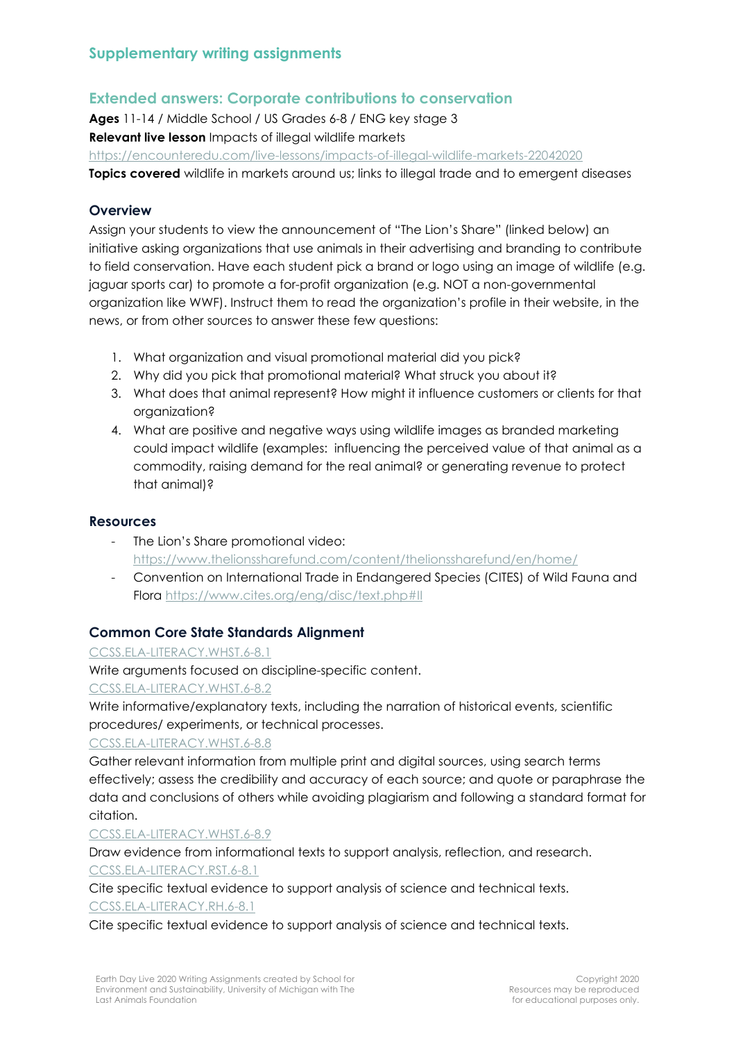## Supplementary writing assignments

### Extended answers: Corporate contributions to conservation

**Ages** 11-14 / Middle School / US Grades 6-8 / ENG key stage 3

**Relevant live lesson** Impacts of illegal wildlife markets

https://encounteredu.com/live-lessons/impacts-of-illegal-wildlife-markets-22042020

**Topics covered** wildlife in markets around us; links to illegal trade and to emergent diseases

#### Overview

Assign your students to view the announcement of "The Lion's Share" (linked below) an initiative asking organizations that use animals in their advertising and branding to contribute to field conservation. Have each student pick a brand or logo using an image of wildlife (e.g. jaguar sports car) to promote a for-profit organization (e.g. NOT a non-governmental organization like WWF). Instruct them to read the organization's profile in their website, in the news, or from other sources to answer these few questions:

1. What organization and visual promotional material did you pick?
2. Why did you pick that promotional material? What struck you about it?
3. What does that animal represent? How might it influence customers or clients for that organization?
4. What are positive and negative ways using wildlife images as branded marketing could impact wildlife (examples: influencing the perceived value of that animal as a commodity, raising demand for the real animal? or generating revenue to protect that animal)?

#### Resources

- The Lion's Share promotional video: https://www.thelionssharefund.com/content/thelionssharefund/en/home/
- Convention on International Trade in Endangered Species (CITES) of Wild Fauna and Flora https://www.cites.org/eng/disc/text.php#II

#### Common Core State Standards Alignment

CCSS.ELA-LITERACY.WHST.6-8.1

Write arguments focused on discipline-specific content.

CCSS.ELA-LITERACY.WHST.6-8.2

Write informative/explanatory texts, including the narration of historical events, scientific procedures/ experiments, or technical processes.

CCSS.ELA-LITERACY.WHST.6-8.8

Gather relevant information from multiple print and digital sources, using search terms effectively; assess the credibility and accuracy of each source; and quote or paraphrase the data and conclusions of others while avoiding plagiarism and following a standard format for citation.

CCSS.ELA-LITERACY.WHST.6-8.9

Draw evidence from informational texts to support analysis, reflection, and research.

CCSS.ELA-LITERACY.RST.6-8.1

Cite specific textual evidence to support analysis of science and technical texts.

CCSS.ELA-LITERACY.RH.6-8.1

Cite specific textual evidence to support analysis of science and technical texts.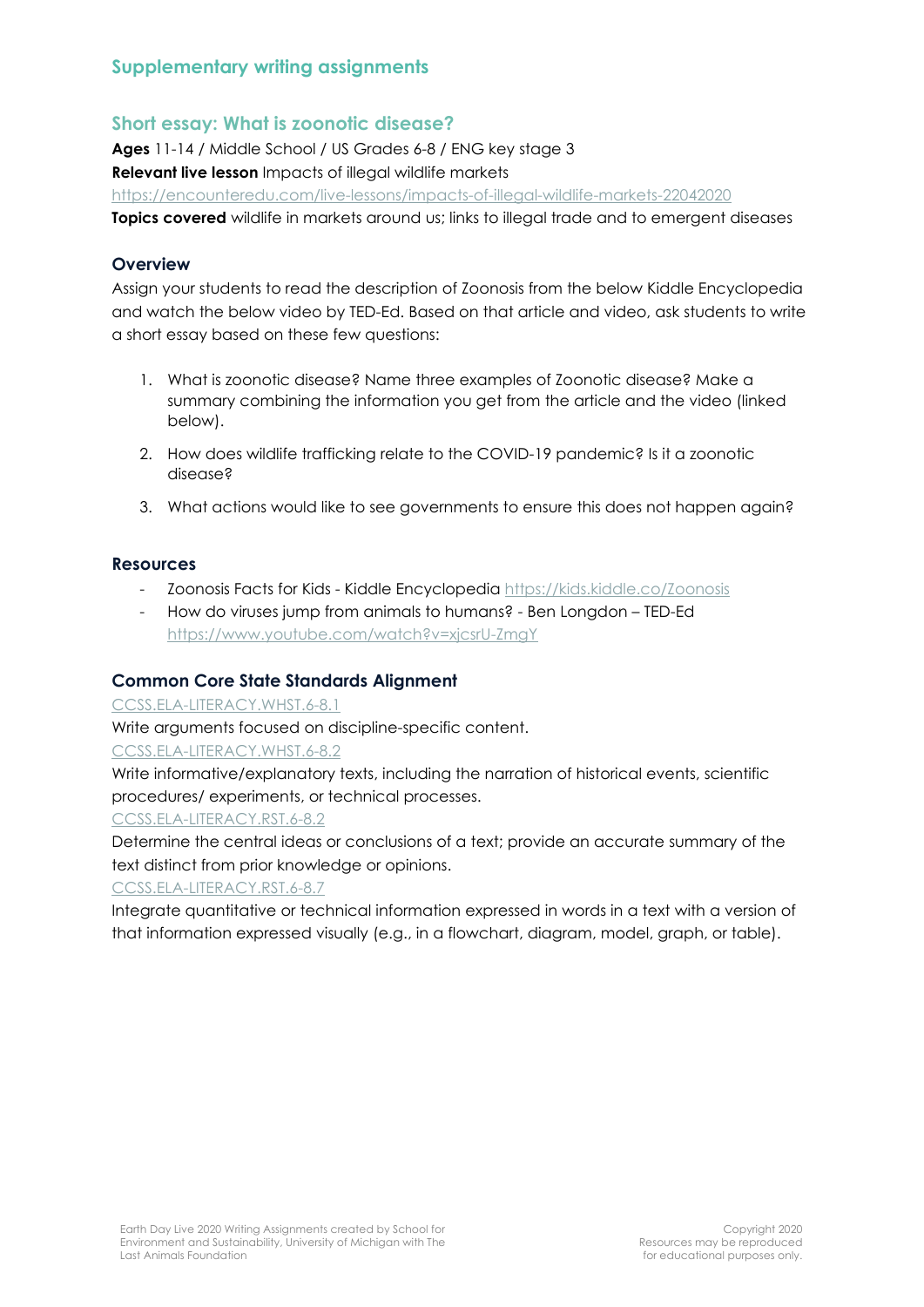## Supplementary writing assignments

### Short essay: What is zoonotic disease?

**Ages** 11-14 / Middle School / US Grades 6-8 / ENG key stage 3
**Relevant live lesson** Impacts of illegal wildlife markets
https://encounteredu.com/live-lessons/impacts-of-illegal-wildlife-markets-22042020
**Topics covered** wildlife in markets around us; links to illegal trade and to emergent diseases

#### Overview

Assign your students to read the description of Zoonosis from the below Kiddle Encyclopedia and watch the below video by TED-Ed. Based on that article and video, ask students to write a short essay based on these few questions:

1. What is zoonotic disease? Name three examples of Zoonotic disease? Make a summary combining the information you get from the article and the video (linked below).
2. How does wildlife trafficking relate to the COVID-19 pandemic? Is it a zoonotic disease?
3. What actions would like to see governments to ensure this does not happen again?

#### Resources

- Zoonosis Facts for Kids - Kiddle Encyclopedia https://kids.kiddle.co/Zoonosis
- How do viruses jump from animals to humans? - Ben Longdon – TED-Ed https://www.youtube.com/watch?v=xjcsrU-ZmgY

#### Common Core State Standards Alignment

CCSS.ELA-LITERACY.WHST.6-8.1
Write arguments focused on discipline-specific content.
CCSS.ELA-LITERACY.WHST.6-8.2
Write informative/explanatory texts, including the narration of historical events, scientific procedures/ experiments, or technical processes.
CCSS.ELA-LITERACY.RST.6-8.2
Determine the central ideas or conclusions of a text; provide an accurate summary of the text distinct from prior knowledge or opinions.
CCSS.ELA-LITERACY.RST.6-8.7
Integrate quantitative or technical information expressed in words in a text with a version of that information expressed visually (e.g., in a flowchart, diagram, model, graph, or table).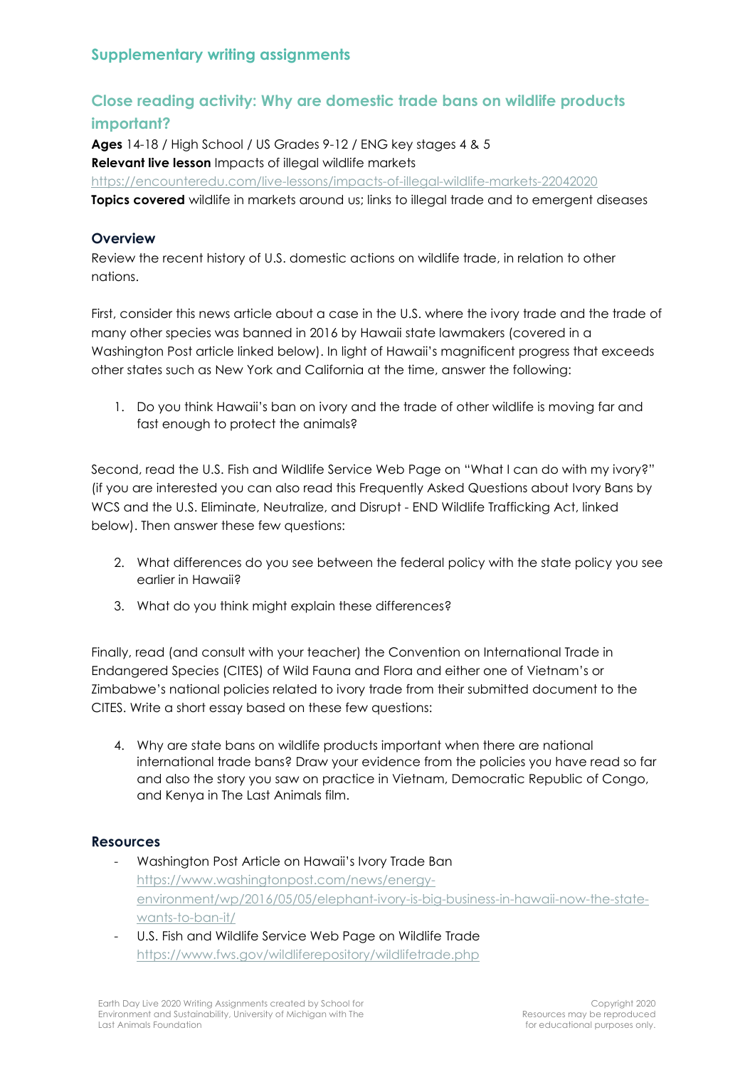## Supplementary writing assignments

## Close reading activity: Why are domestic trade bans on wildlife products important?

**Ages** 14-18 / High School / US Grades 9-12 / ENG key stages 4 & 5
**Relevant live lesson** Impacts of illegal wildlife markets
https://encounteredu.com/live-lessons/impacts-of-illegal-wildlife-markets-22042020
**Topics covered** wildlife in markets around us; links to illegal trade and to emergent diseases

### Overview

Review the recent history of U.S. domestic actions on wildlife trade, in relation to other nations.

First, consider this news article about a case in the U.S. where the ivory trade and the trade of many other species was banned in 2016 by Hawaii state lawmakers (covered in a Washington Post article linked below). In light of Hawaii's magnificent progress that exceeds other states such as New York and California at the time, answer the following:

1. Do you think Hawaii's ban on ivory and the trade of other wildlife is moving far and fast enough to protect the animals?

Second, read the U.S. Fish and Wildlife Service Web Page on "What I can do with my ivory?" (if you are interested you can also read this Frequently Asked Questions about Ivory Bans by WCS and the U.S. Eliminate, Neutralize, and Disrupt - END Wildlife Trafficking Act, linked below). Then answer these few questions:

2. What differences do you see between the federal policy with the state policy you see earlier in Hawaii?
3. What do you think might explain these differences?

Finally, read (and consult with your teacher) the Convention on International Trade in Endangered Species (CITES) of Wild Fauna and Flora and either one of Vietnam's or Zimbabwe's national policies related to ivory trade from their submitted document to the CITES. Write a short essay based on these few questions:

4. Why are state bans on wildlife products important when there are national international trade bans? Draw your evidence from the policies you have read so far and also the story you saw on practice in Vietnam, Democratic Republic of Congo, and Kenya in The Last Animals film.

### Resources

- Washington Post Article on Hawaii's Ivory Trade Ban
  https://www.washingtonpost.com/news/energy-environment/wp/2016/05/05/elephant-ivory-is-big-business-in-hawaii-now-the-state-wants-to-ban-it/
- U.S. Fish and Wildlife Service Web Page on Wildlife Trade
  https://www.fws.gov/wildliferepository/wildlifetrade.php

Earth Day Live 2020 Writing Assignments created by School for Environment and Sustainability, University of Michigan with The Last Animals Foundation

Copyright 2020
Resources may be reproduced for educational purposes only.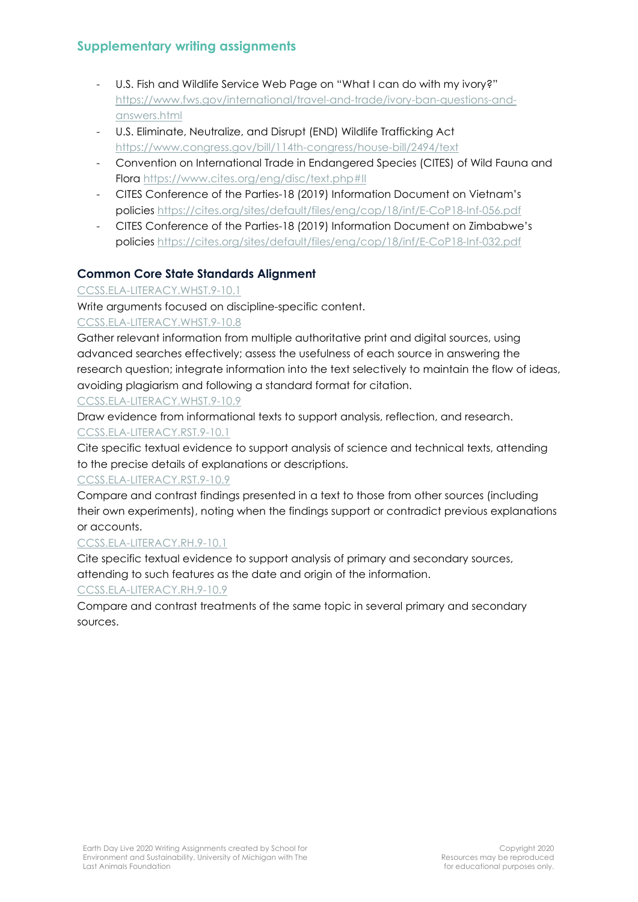## Supplementary writing assignments

- U.S. Fish and Wildlife Service Web Page on "What I can do with my ivory?" https://www.fws.gov/international/travel-and-trade/ivory-ban-questions-and-answers.html
- U.S. Eliminate, Neutralize, and Disrupt (END) Wildlife Trafficking Act https://www.congress.gov/bill/114th-congress/house-bill/2494/text
- Convention on International Trade in Endangered Species (CITES) of Wild Fauna and Flora https://www.cites.org/eng/disc/text.php#II
- CITES Conference of the Parties-18 (2019) Information Document on Vietnam's policies https://cites.org/sites/default/files/eng/cop/18/inf/E-CoP18-Inf-056.pdf
- CITES Conference of the Parties-18 (2019) Information Document on Zimbabwe's policies https://cites.org/sites/default/files/eng/cop/18/inf/E-CoP18-Inf-032.pdf

### Common Core State Standards Alignment

CCSS.ELA-LITERACY.WHST.9-10.1

Write arguments focused on discipline-specific content.

CCSS.ELA-LITERACY.WHST.9-10.8

Gather relevant information from multiple authoritative print and digital sources, using advanced searches effectively; assess the usefulness of each source in answering the research question; integrate information into the text selectively to maintain the flow of ideas, avoiding plagiarism and following a standard format for citation.

CCSS.ELA-LITERACY.WHST.9-10.9

Draw evidence from informational texts to support analysis, reflection, and research.

CCSS.ELA-LITERACY.RST.9-10.1

Cite specific textual evidence to support analysis of science and technical texts, attending to the precise details of explanations or descriptions.

CCSS.ELA-LITERACY.RST.9-10.9

Compare and contrast findings presented in a text to those from other sources (including their own experiments), noting when the findings support or contradict previous explanations or accounts.

CCSS.ELA-LITERACY.RH.9-10.1

Cite specific textual evidence to support analysis of primary and secondary sources, attending to such features as the date and origin of the information.

CCSS.ELA-LITERACY.RH.9-10.9

Compare and contrast treatments of the same topic in several primary and secondary sources.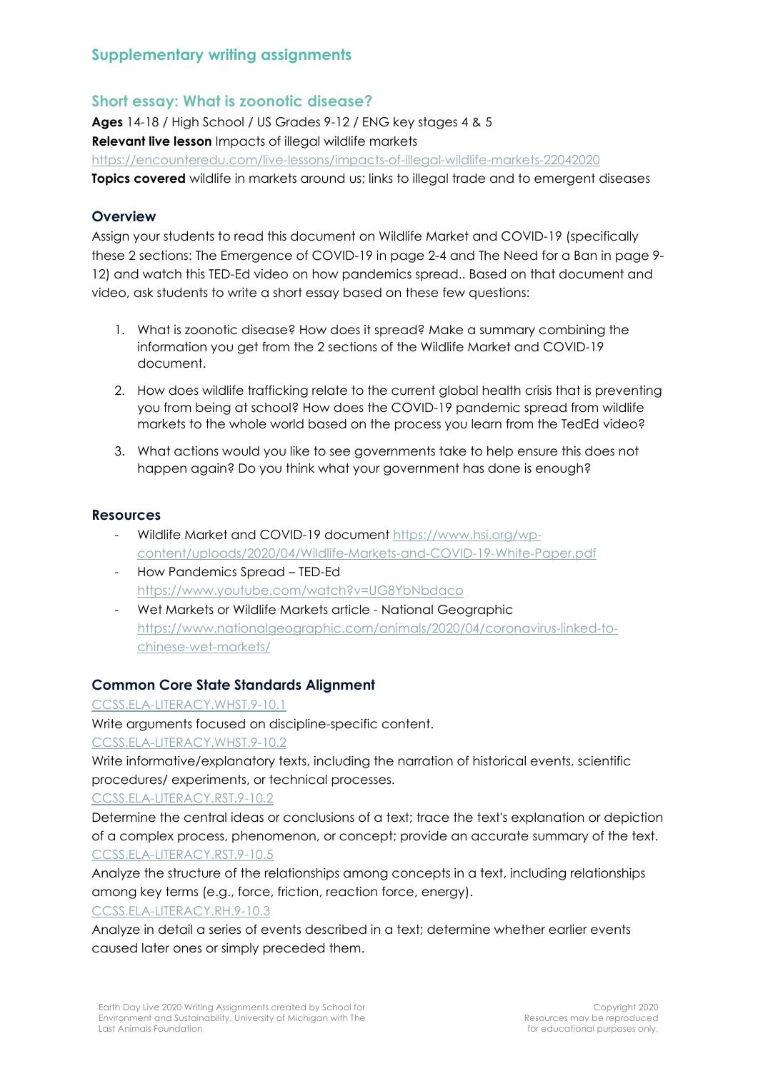## Supplementary writing assignments

### Short essay: What is zoonotic disease?

**Ages** 14-18 / High School / US Grades 9-12 / ENG key stages 4 & 5

**Relevant live lesson** Impacts of illegal wildlife markets

https://encounteredu.com/live-lessons/impacts-of-illegal-wildlife-markets-22042020

**Topics covered** wildlife in markets around us; links to illegal trade and to emergent diseases

#### Overview

Assign your students to read this document on Wildlife Market and COVID-19 (specifically these 2 sections: The Emergence of COVID-19 in page 2-4 and The Need for a Ban in page 9-12) and watch this TED-Ed video on how pandemics spread.. Based on that document and video, ask students to write a short essay based on these few questions:

1. What is zoonotic disease? How does it spread? Make a summary combining the information you get from the 2 sections of the Wildlife Market and COVID-19 document.
2. How does wildlife trafficking relate to the current global health crisis that is preventing you from being at school? How does the COVID-19 pandemic spread from wildlife markets to the whole world based on the process you learn from the TedEd video?
3. What actions would you like to see governments take to help ensure this does not happen again? Do you think what your government has done is enough?

#### Resources

- Wildlife Market and COVID-19 document https://www.hsi.org/wp-content/uploads/2020/04/Wildlife-Markets-and-COVID-19-White-Paper.pdf
- How Pandemics Spread – TED-Ed https://www.youtube.com/watch?v=UG8YbNbdaco
- Wet Markets or Wildlife Markets article - National Geographic https://www.nationalgeographic.com/animals/2020/04/coronavirus-linked-to-chinese-wet-markets/

#### Common Core State Standards Alignment

CCSS.ELA-LITERACY.WHST.9-10.1

Write arguments focused on discipline-specific content.

CCSS.ELA-LITERACY.WHST.9-10.2

Write informative/explanatory texts, including the narration of historical events, scientific procedures/ experiments, or technical processes.

CCSS.ELA-LITERACY.RST.9-10.2

Determine the central ideas or conclusions of a text; trace the text's explanation or depiction of a complex process, phenomenon, or concept; provide an accurate summary of the text.

CCSS.ELA-LITERACY.RST.9-10.5

Analyze the structure of the relationships among concepts in a text, including relationships among key terms (e.g., force, friction, reaction force, energy).

CCSS.ELA-LITERACY.RH.9-10.3

Analyze in detail a series of events described in a text; determine whether earlier events caused later ones or simply preceded them.